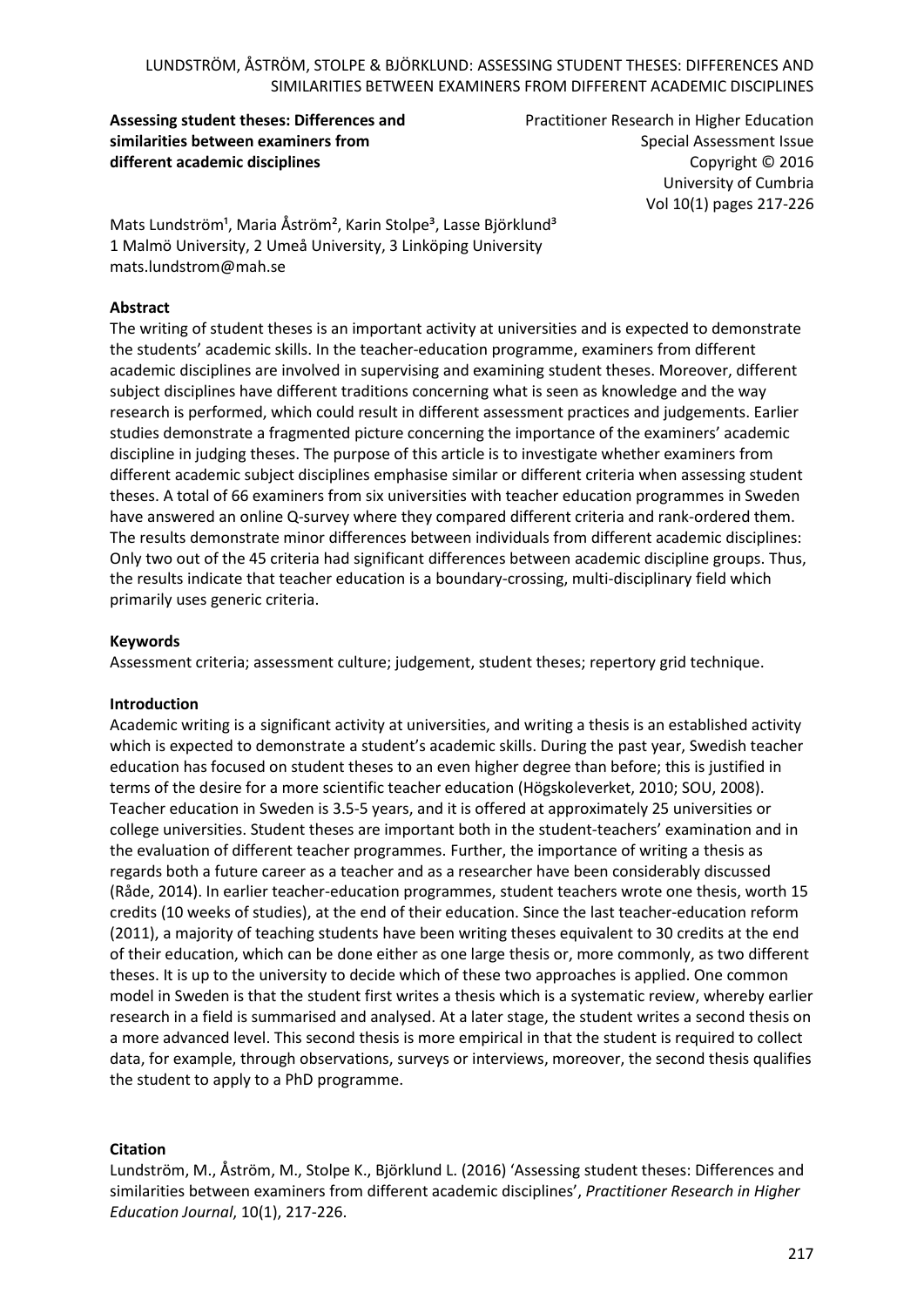**Assessing student theses: Differences and similarities between examiners from different academic disciplines**

Practitioner Research in Higher Education
Special Assessment Issue
Copyright © 2016
University of Cumbria
Vol 10(1) pages 217-226

Mats Lundström[1], Maria Åström[2], Karin Stolpe[3], Lasse Björklund[3]
1 Malmö University, 2 Umeå University, 3 Linköping University
mats.lundstrom@mah.se

## Abstract

The writing of student theses is an important activity at universities and is expected to demonstrate the students' academic skills. In the teacher-education programme, examiners from different academic disciplines are involved in supervising and examining student theses. Moreover, different subject disciplines have different traditions concerning what is seen as knowledge and the way research is performed, which could result in different assessment practices and judgements. Earlier studies demonstrate a fragmented picture concerning the importance of the examiners' academic discipline in judging theses. The purpose of this article is to investigate whether examiners from different academic subject disciplines emphasise similar or different criteria when assessing student theses. A total of 66 examiners from six universities with teacher education programmes in Sweden have answered an online Q-survey where they compared different criteria and rank-ordered them. The results demonstrate minor differences between individuals from different academic disciplines: Only two out of the 45 criteria had significant differences between academic discipline groups. Thus, the results indicate that teacher education is a boundary-crossing, multi-disciplinary field which primarily uses generic criteria.

## Keywords

Assessment criteria; assessment culture; judgement, student theses; repertory grid technique.

## Introduction

Academic writing is a significant activity at universities, and writing a thesis is an established activity which is expected to demonstrate a student's academic skills. During the past year, Swedish teacher education has focused on student theses to an even higher degree than before; this is justified in terms of the desire for a more scientific teacher education (Högskoleverket, 2010; SOU, 2008). Teacher education in Sweden is 3.5-5 years, and it is offered at approximately 25 universities or college universities. Student theses are important both in the student-teachers' examination and in the evaluation of different teacher programmes. Further, the importance of writing a thesis as regards both a future career as a teacher and as a researcher have been considerably discussed (Råde, 2014). In earlier teacher-education programmes, student teachers wrote one thesis, worth 15 credits (10 weeks of studies), at the end of their education. Since the last teacher-education reform (2011), a majority of teaching students have been writing theses equivalent to 30 credits at the end of their education, which can be done either as one large thesis or, more commonly, as two different theses. It is up to the university to decide which of these two approaches is applied. One common model in Sweden is that the student first writes a thesis which is a systematic review, whereby earlier research in a field is summarised and analysed. At a later stage, the student writes a second thesis on a more advanced level. This second thesis is more empirical in that the student is required to collect data, for example, through observations, surveys or interviews, moreover, the second thesis qualifies the student to apply to a PhD programme.

## Citation

Lundström, M., Åström, M., Stolpe K., Björklund L. (2016) 'Assessing student theses: Differences and similarities between examiners from different academic disciplines', *Practitioner Research in Higher Education Journal*, 10(1), 217-226.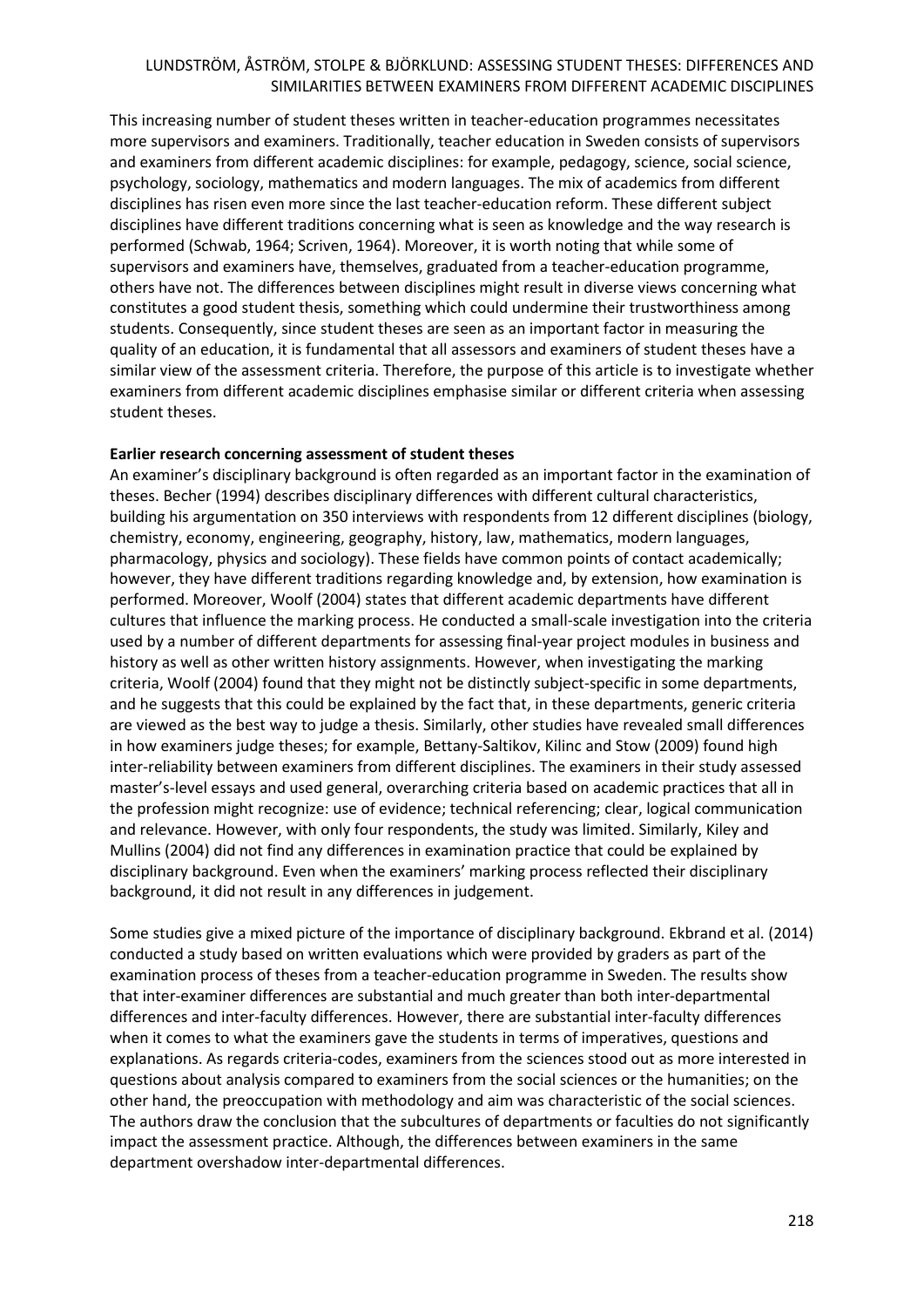This increasing number of student theses written in teacher-education programmes necessitates more supervisors and examiners. Traditionally, teacher education in Sweden consists of supervisors and examiners from different academic disciplines: for example, pedagogy, science, social science, psychology, sociology, mathematics and modern languages. The mix of academics from different disciplines has risen even more since the last teacher-education reform. These different subject disciplines have different traditions concerning what is seen as knowledge and the way research is performed (Schwab, 1964; Scriven, 1964). Moreover, it is worth noting that while some of supervisors and examiners have, themselves, graduated from a teacher-education programme, others have not. The differences between disciplines might result in diverse views concerning what constitutes a good student thesis, something which could undermine their trustworthiness among students. Consequently, since student theses are seen as an important factor in measuring the quality of an education, it is fundamental that all assessors and examiners of student theses have a similar view of the assessment criteria. Therefore, the purpose of this article is to investigate whether examiners from different academic disciplines emphasise similar or different criteria when assessing student theses.

**Earlier research concerning assessment of student theses**

An examiner's disciplinary background is often regarded as an important factor in the examination of theses. Becher (1994) describes disciplinary differences with different cultural characteristics, building his argumentation on 350 interviews with respondents from 12 different disciplines (biology, chemistry, economy, engineering, geography, history, law, mathematics, modern languages, pharmacology, physics and sociology). These fields have common points of contact academically; however, they have different traditions regarding knowledge and, by extension, how examination is performed. Moreover, Woolf (2004) states that different academic departments have different cultures that influence the marking process. He conducted a small-scale investigation into the criteria used by a number of different departments for assessing final-year project modules in business and history as well as other written history assignments. However, when investigating the marking criteria, Woolf (2004) found that they might not be distinctly subject-specific in some departments, and he suggests that this could be explained by the fact that, in these departments, generic criteria are viewed as the best way to judge a thesis. Similarly, other studies have revealed small differences in how examiners judge theses; for example, Bettany-Saltikov, Kilinc and Stow (2009) found high inter-reliability between examiners from different disciplines. The examiners in their study assessed master's-level essays and used general, overarching criteria based on academic practices that all in the profession might recognize: use of evidence; technical referencing; clear, logical communication and relevance. However, with only four respondents, the study was limited. Similarly, Kiley and Mullins (2004) did not find any differences in examination practice that could be explained by disciplinary background. Even when the examiners' marking process reflected their disciplinary background, it did not result in any differences in judgement.

Some studies give a mixed picture of the importance of disciplinary background. Ekbrand et al. (2014) conducted a study based on written evaluations which were provided by graders as part of the examination process of theses from a teacher-education programme in Sweden. The results show that inter-examiner differences are substantial and much greater than both inter-departmental differences and inter-faculty differences. However, there are substantial inter-faculty differences when it comes to what the examiners gave the students in terms of imperatives, questions and explanations. As regards criteria-codes, examiners from the sciences stood out as more interested in questions about analysis compared to examiners from the social sciences or the humanities; on the other hand, the preoccupation with methodology and aim was characteristic of the social sciences. The authors draw the conclusion that the subcultures of departments or faculties do not significantly impact the assessment practice. Although, the differences between examiners in the same department overshadow inter-departmental differences.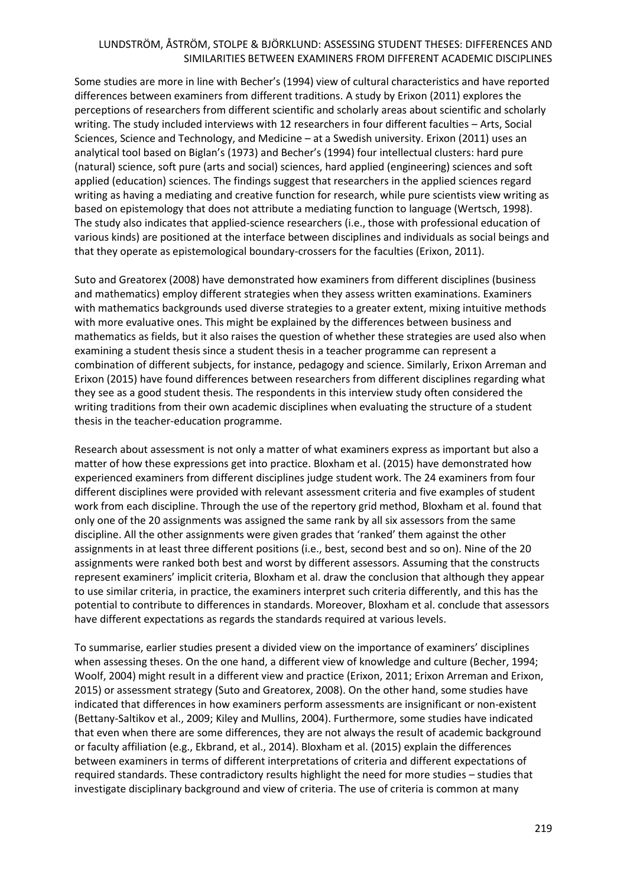Some studies are more in line with Becher's (1994) view of cultural characteristics and have reported differences between examiners from different traditions. A study by Erixon (2011) explores the perceptions of researchers from different scientific and scholarly areas about scientific and scholarly writing. The study included interviews with 12 researchers in four different faculties – Arts, Social Sciences, Science and Technology, and Medicine – at a Swedish university. Erixon (2011) uses an analytical tool based on Biglan's (1973) and Becher's (1994) four intellectual clusters: hard pure (natural) science, soft pure (arts and social) sciences, hard applied (engineering) sciences and soft applied (education) sciences. The findings suggest that researchers in the applied sciences regard writing as having a mediating and creative function for research, while pure scientists view writing as based on epistemology that does not attribute a mediating function to language (Wertsch, 1998). The study also indicates that applied-science researchers (i.e., those with professional education of various kinds) are positioned at the interface between disciplines and individuals as social beings and that they operate as epistemological boundary-crossers for the faculties (Erixon, 2011).

Suto and Greatorex (2008) have demonstrated how examiners from different disciplines (business and mathematics) employ different strategies when they assess written examinations. Examiners with mathematics backgrounds used diverse strategies to a greater extent, mixing intuitive methods with more evaluative ones. This might be explained by the differences between business and mathematics as fields, but it also raises the question of whether these strategies are used also when examining a student thesis since a student thesis in a teacher programme can represent a combination of different subjects, for instance, pedagogy and science. Similarly, Erixon Arreman and Erixon (2015) have found differences between researchers from different disciplines regarding what they see as a good student thesis. The respondents in this interview study often considered the writing traditions from their own academic disciplines when evaluating the structure of a student thesis in the teacher-education programme.

Research about assessment is not only a matter of what examiners express as important but also a matter of how these expressions get into practice. Bloxham et al. (2015) have demonstrated how experienced examiners from different disciplines judge student work. The 24 examiners from four different disciplines were provided with relevant assessment criteria and five examples of student work from each discipline. Through the use of the repertory grid method, Bloxham et al. found that only one of the 20 assignments was assigned the same rank by all six assessors from the same discipline. All the other assignments were given grades that 'ranked' them against the other assignments in at least three different positions (i.e., best, second best and so on). Nine of the 20 assignments were ranked both best and worst by different assessors. Assuming that the constructs represent examiners' implicit criteria, Bloxham et al. draw the conclusion that although they appear to use similar criteria, in practice, the examiners interpret such criteria differently, and this has the potential to contribute to differences in standards. Moreover, Bloxham et al. conclude that assessors have different expectations as regards the standards required at various levels.

To summarise, earlier studies present a divided view on the importance of examiners' disciplines when assessing theses. On the one hand, a different view of knowledge and culture (Becher, 1994; Woolf, 2004) might result in a different view and practice (Erixon, 2011; Erixon Arreman and Erixon, 2015) or assessment strategy (Suto and Greatorex, 2008). On the other hand, some studies have indicated that differences in how examiners perform assessments are insignificant or non-existent (Bettany-Saltikov et al., 2009; Kiley and Mullins, 2004). Furthermore, some studies have indicated that even when there are some differences, they are not always the result of academic background or faculty affiliation (e.g., Ekbrand, et al., 2014). Bloxham et al. (2015) explain the differences between examiners in terms of different interpretations of criteria and different expectations of required standards. These contradictory results highlight the need for more studies – studies that investigate disciplinary background and view of criteria. The use of criteria is common at many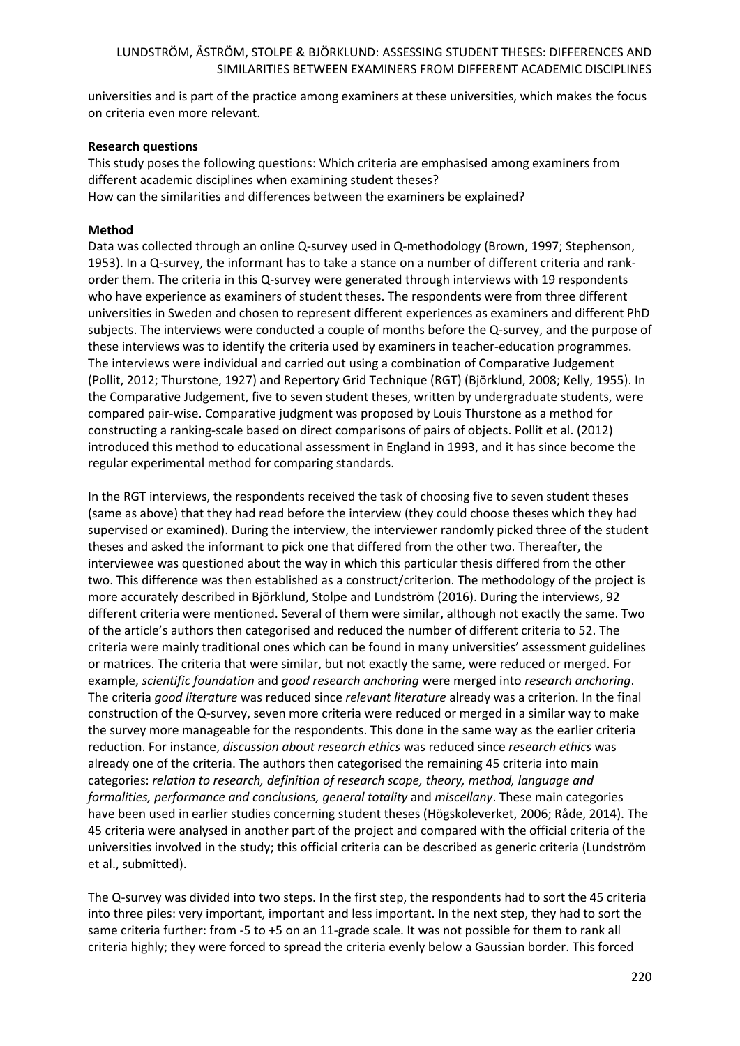universities and is part of the practice among examiners at these universities, which makes the focus on criteria even more relevant.

**Research questions**

This study poses the following questions: Which criteria are emphasised among examiners from different academic disciplines when examining student theses?
How can the similarities and differences between the examiners be explained?

**Method**

Data was collected through an online Q-survey used in Q-methodology (Brown, 1997; Stephenson, 1953). In a Q-survey, the informant has to take a stance on a number of different criteria and rank-order them. The criteria in this Q-survey were generated through interviews with 19 respondents who have experience as examiners of student theses. The respondents were from three different universities in Sweden and chosen to represent different experiences as examiners and different PhD subjects. The interviews were conducted a couple of months before the Q-survey, and the purpose of these interviews was to identify the criteria used by examiners in teacher-education programmes. The interviews were individual and carried out using a combination of Comparative Judgement (Pollit, 2012; Thurstone, 1927) and Repertory Grid Technique (RGT) (Björklund, 2008; Kelly, 1955). In the Comparative Judgement, five to seven student theses, written by undergraduate students, were compared pair-wise. Comparative judgment was proposed by Louis Thurstone as a method for constructing a ranking-scale based on direct comparisons of pairs of objects. Pollit et al. (2012) introduced this method to educational assessment in England in 1993, and it has since become the regular experimental method for comparing standards.

In the RGT interviews, the respondents received the task of choosing five to seven student theses (same as above) that they had read before the interview (they could choose theses which they had supervised or examined). During the interview, the interviewer randomly picked three of the student theses and asked the informant to pick one that differed from the other two. Thereafter, the interviewee was questioned about the way in which this particular thesis differed from the other two. This difference was then established as a construct/criterion. The methodology of the project is more accurately described in Björklund, Stolpe and Lundström (2016). During the interviews, 92 different criteria were mentioned. Several of them were similar, although not exactly the same. Two of the article's authors then categorised and reduced the number of different criteria to 52. The criteria were mainly traditional ones which can be found in many universities' assessment guidelines or matrices. The criteria that were similar, but not exactly the same, were reduced or merged. For example, *scientific foundation* and *good research anchoring* were merged into *research anchoring*. The criteria *good literature* was reduced since *relevant literature* already was a criterion. In the final construction of the Q-survey, seven more criteria were reduced or merged in a similar way to make the survey more manageable for the respondents. This done in the same way as the earlier criteria reduction. For instance, *discussion about research ethics* was reduced since *research ethics* was already one of the criteria. The authors then categorised the remaining 45 criteria into main categories: *relation to research, definition of research scope, theory, method, language and formalities, performance and conclusions, general totality* and *miscellany*. These main categories have been used in earlier studies concerning student theses (Högskoleverket, 2006; Råde, 2014). The 45 criteria were analysed in another part of the project and compared with the official criteria of the universities involved in the study; this official criteria can be described as generic criteria (Lundström et al., submitted).

The Q-survey was divided into two steps. In the first step, the respondents had to sort the 45 criteria into three piles: very important, important and less important. In the next step, they had to sort the same criteria further: from -5 to +5 on an 11-grade scale. It was not possible for them to rank all criteria highly; they were forced to spread the criteria evenly below a Gaussian border. This forced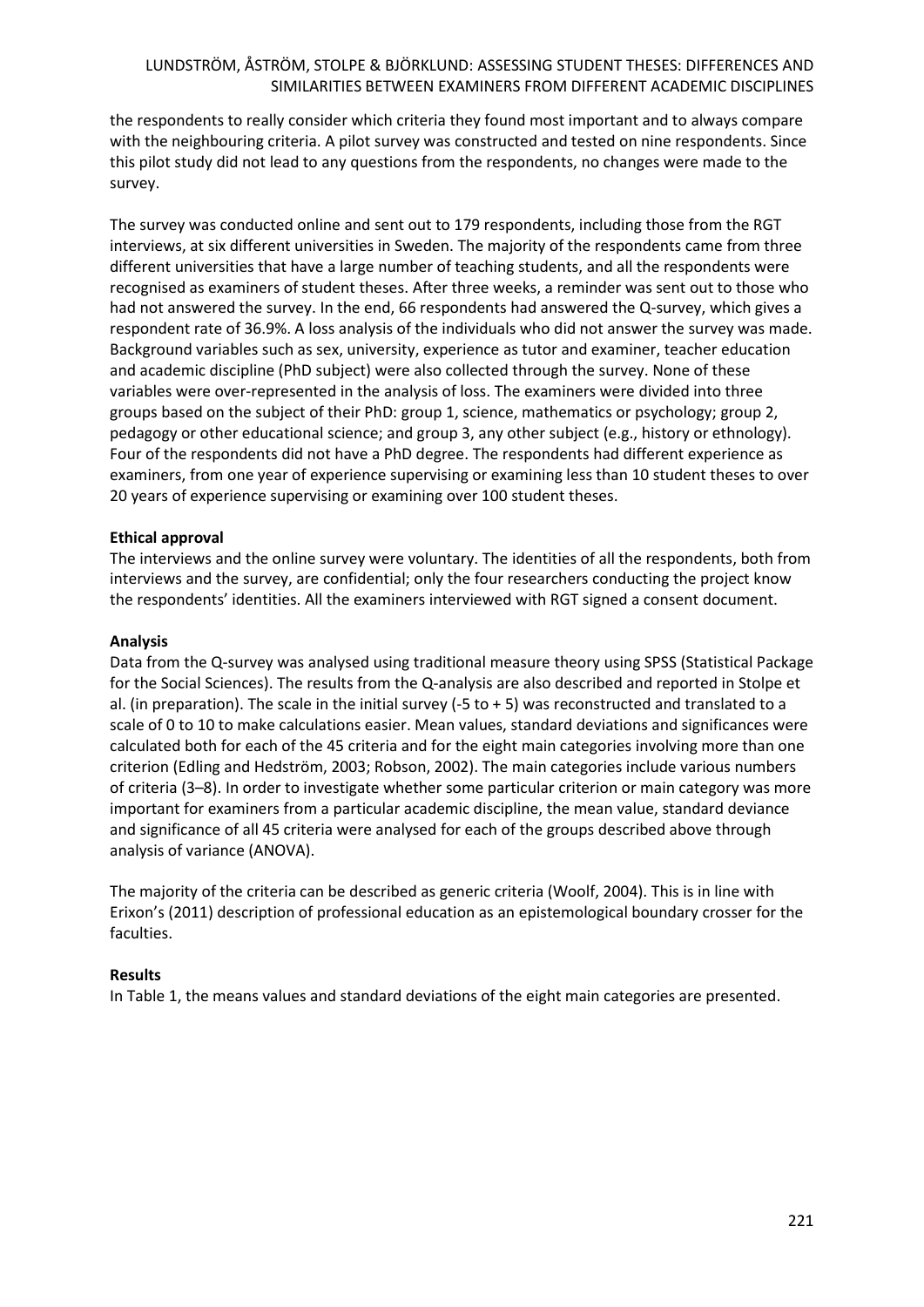the respondents to really consider which criteria they found most important and to always compare with the neighbouring criteria. A pilot survey was constructed and tested on nine respondents. Since this pilot study did not lead to any questions from the respondents, no changes were made to the survey.

The survey was conducted online and sent out to 179 respondents, including those from the RGT interviews, at six different universities in Sweden. The majority of the respondents came from three different universities that have a large number of teaching students, and all the respondents were recognised as examiners of student theses. After three weeks, a reminder was sent out to those who had not answered the survey. In the end, 66 respondents had answered the Q-survey, which gives a respondent rate of 36.9%. A loss analysis of the individuals who did not answer the survey was made. Background variables such as sex, university, experience as tutor and examiner, teacher education and academic discipline (PhD subject) were also collected through the survey. None of these variables were over-represented in the analysis of loss. The examiners were divided into three groups based on the subject of their PhD: group 1, science, mathematics or psychology; group 2, pedagogy or other educational science; and group 3, any other subject (e.g., history or ethnology). Four of the respondents did not have a PhD degree. The respondents had different experience as examiners, from one year of experience supervising or examining less than 10 student theses to over 20 years of experience supervising or examining over 100 student theses.

**Ethical approval**

The interviews and the online survey were voluntary. The identities of all the respondents, both from interviews and the survey, are confidential; only the four researchers conducting the project know the respondents' identities. All the examiners interviewed with RGT signed a consent document.

**Analysis**

Data from the Q-survey was analysed using traditional measure theory using SPSS (Statistical Package for the Social Sciences). The results from the Q-analysis are also described and reported in Stolpe et al. (in preparation). The scale in the initial survey (-5 to + 5) was reconstructed and translated to a scale of 0 to 10 to make calculations easier. Mean values, standard deviations and significances were calculated both for each of the 45 criteria and for the eight main categories involving more than one criterion (Edling and Hedström, 2003; Robson, 2002). The main categories include various numbers of criteria (3–8). In order to investigate whether some particular criterion or main category was more important for examiners from a particular academic discipline, the mean value, standard deviance and significance of all 45 criteria were analysed for each of the groups described above through analysis of variance (ANOVA).

The majority of the criteria can be described as generic criteria (Woolf, 2004). This is in line with Erixon's (2011) description of professional education as an epistemological boundary crosser for the faculties.

**Results**

In Table 1, the means values and standard deviations of the eight main categories are presented.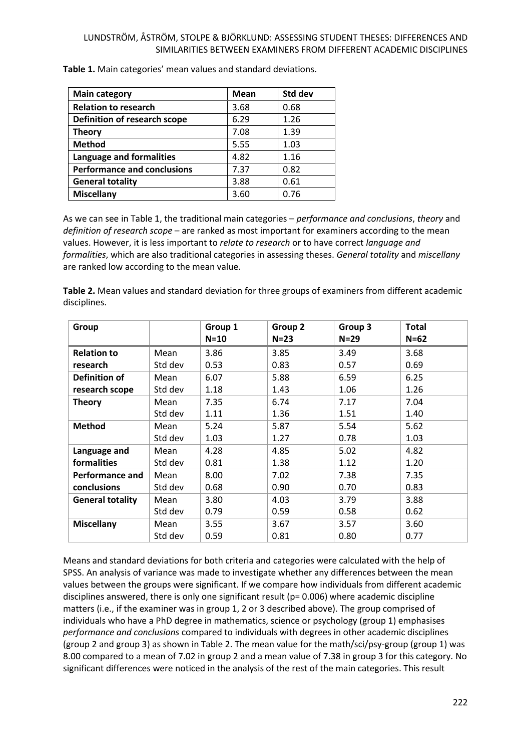**Table 1.** Main categories' mean values and standard deviations.

| Main category | Mean | Std dev |
|---|---|---|
| **Relation to research** | 3.68 | 0.68 |
| **Definition of research scope** | 6.29 | 1.26 |
| **Theory** | 7.08 | 1.39 |
| **Method** | 5.55 | 1.03 |
| **Language and formalities** | 4.82 | 1.16 |
| **Performance and conclusions** | 7.37 | 0.82 |
| **General totality** | 3.88 | 0.61 |
| **Miscellany** | 3.60 | 0.76 |

As we can see in Table 1, the traditional main categories – *performance and conclusions*, *theory* and *definition of research scope* – are ranked as most important for examiners according to the mean values. However, it is less important to *relate to research* or to have correct *language and formalities*, which are also traditional categories in assessing theses. *General totality* and *miscellany* are ranked low according to the mean value.

**Table 2.** Mean values and standard deviation for three groups of examiners from different academic disciplines.

| Group | | Group 1 N=10 | Group 2 N=23 | Group 3 N=29 | Total N=62 |
|---|---|---|---|---|---|
| **Relation to research** | Mean | 3.86 | 3.85 | 3.49 | 3.68 |
| | Std dev | 0.53 | 0.83 | 0.57 | 0.69 |
| **Definition of research scope** | Mean | 6.07 | 5.88 | 6.59 | 6.25 |
| | Std dev | 1.18 | 1.43 | 1.06 | 1.26 |
| **Theory** | Mean | 7.35 | 6.74 | 7.17 | 7.04 |
| | Std dev | 1.11 | 1.36 | 1.51 | 1.40 |
| **Method** | Mean | 5.24 | 5.87 | 5.54 | 5.62 |
| | Std dev | 1.03 | 1.27 | 0.78 | 1.03 |
| **Language and formalities** | Mean | 4.28 | 4.85 | 5.02 | 4.82 |
| | Std dev | 0.81 | 1.38 | 1.12 | 1.20 |
| **Performance and conclusions** | Mean | 8.00 | 7.02 | 7.38 | 7.35 |
| | Std dev | 0.68 | 0.90 | 0.70 | 0.83 |
| **General totality** | Mean | 3.80 | 4.03 | 3.79 | 3.88 |
| | Std dev | 0.79 | 0.59 | 0.58 | 0.62 |
| **Miscellany** | Mean | 3.55 | 3.67 | 3.57 | 3.60 |
| | Std dev | 0.59 | 0.81 | 0.80 | 0.77 |

Means and standard deviations for both criteria and categories were calculated with the help of SPSS. An analysis of variance was made to investigate whether any differences between the mean values between the groups were significant. If we compare how individuals from different academic disciplines answered, there is only one significant result ($p = 0.006$) where academic discipline matters (i.e., if the examiner was in group 1, 2 or 3 described above). The group comprised of individuals who have a PhD degree in mathematics, science or psychology (group 1) emphasises *performance and conclusions* compared to individuals with degrees in other academic disciplines (group 2 and group 3) as shown in Table 2. The mean value for the math/sci/psy-group (group 1) was 8.00 compared to a mean of 7.02 in group 2 and a mean value of 7.38 in group 3 for this category. No significant differences were noticed in the analysis of the rest of the main categories. This result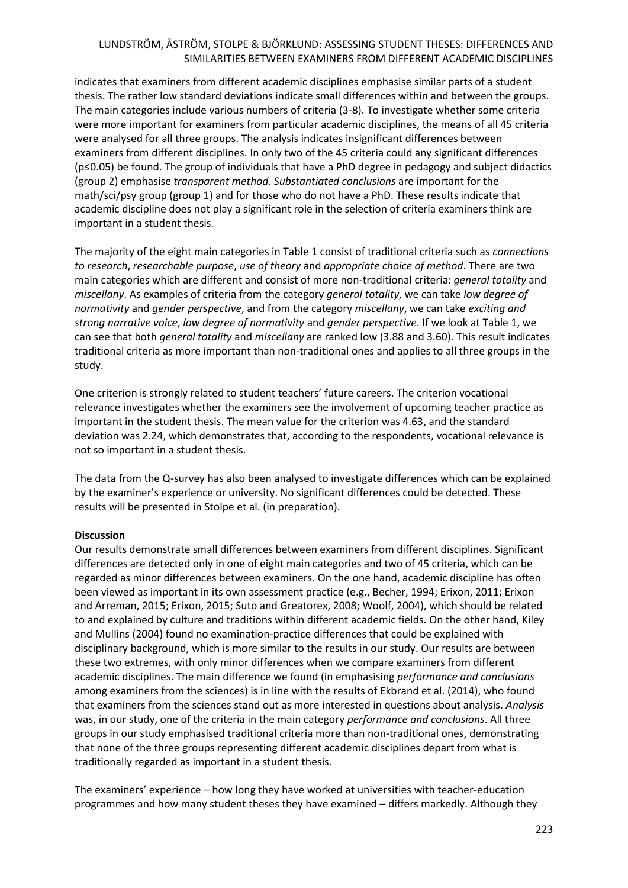indicates that examiners from different academic disciplines emphasise similar parts of a student thesis. The rather low standard deviations indicate small differences within and between the groups. The main categories include various numbers of criteria (3-8). To investigate whether some criteria were more important for examiners from particular academic disciplines, the means of all 45 criteria were analysed for all three groups. The analysis indicates insignificant differences between examiners from different disciplines. In only two of the 45 criteria could any significant differences ($p \leq 0.05$) be found. The group of individuals that have a PhD degree in pedagogy and subject didactics (group 2) emphasise *transparent method*. *Substantiated conclusions* are important for the math/sci/psy group (group 1) and for those who do not have a PhD. These results indicate that academic discipline does not play a significant role in the selection of criteria examiners think are important in a student thesis.

The majority of the eight main categories in Table 1 consist of traditional criteria such as *connections to research*, *researchable purpose*, *use of theory* and *appropriate choice of method*. There are two main categories which are different and consist of more non-traditional criteria: *general totality* and *miscellany*. As examples of criteria from the category *general totality*, we can take *low degree of normativity* and *gender perspective*, and from the category *miscellany*, we can take *exciting and strong narrative voice*, *low degree of normativity* and *gender perspective*. If we look at Table 1, we can see that both *general totality* and *miscellany* are ranked low (3.88 and 3.60). This result indicates traditional criteria as more important than non-traditional ones and applies to all three groups in the study.

One criterion is strongly related to student teachers' future careers. The criterion vocational relevance investigates whether the examiners see the involvement of upcoming teacher practice as important in the student thesis. The mean value for the criterion was 4.63, and the standard deviation was 2.24, which demonstrates that, according to the respondents, vocational relevance is not so important in a student thesis.

The data from the Q-survey has also been analysed to investigate differences which can be explained by the examiner's experience or university. No significant differences could be detected. These results will be presented in Stolpe et al. (in preparation).

**Discussion**

Our results demonstrate small differences between examiners from different disciplines. Significant differences are detected only in one of eight main categories and two of 45 criteria, which can be regarded as minor differences between examiners. On the one hand, academic discipline has often been viewed as important in its own assessment practice (e.g., Becher, 1994; Erixon, 2011; Erixon and Arreman, 2015; Erixon, 2015; Suto and Greatorex, 2008; Woolf, 2004), which should be related to and explained by culture and traditions within different academic fields. On the other hand, Kiley and Mullins (2004) found no examination-practice differences that could be explained with disciplinary background, which is more similar to the results in our study. Our results are between these two extremes, with only minor differences when we compare examiners from different academic disciplines. The main difference we found (in emphasising *performance and conclusions* among examiners from the sciences) is in line with the results of Ekbrand et al. (2014), who found that examiners from the sciences stand out as more interested in questions about analysis. *Analysis* was, in our study, one of the criteria in the main category *performance and conclusions*. All three groups in our study emphasised traditional criteria more than non-traditional ones, demonstrating that none of the three groups representing different academic disciplines depart from what is traditionally regarded as important in a student thesis.

The examiners' experience – how long they have worked at universities with teacher-education programmes and how many student theses they have examined – differs markedly. Although they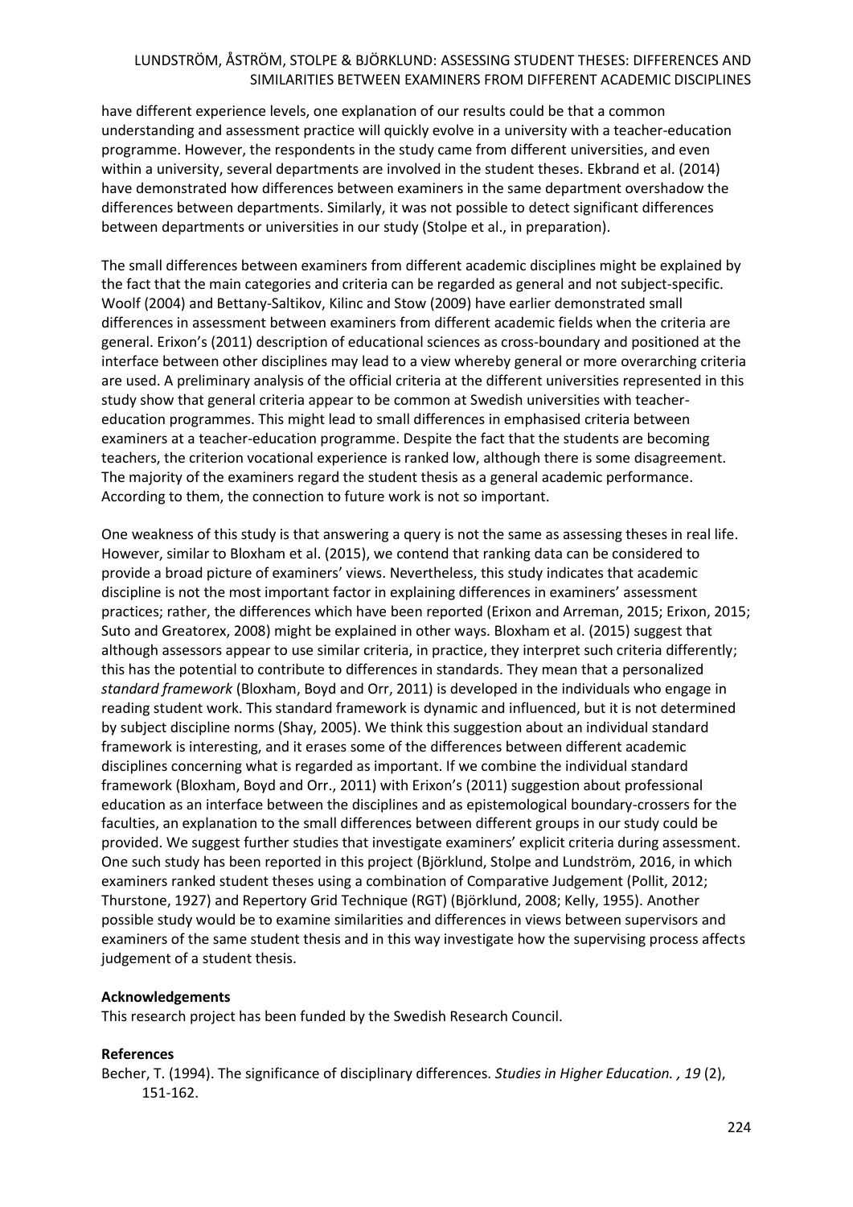have different experience levels, one explanation of our results could be that a common understanding and assessment practice will quickly evolve in a university with a teacher-education programme. However, the respondents in the study came from different universities, and even within a university, several departments are involved in the student theses. Ekbrand et al. (2014) have demonstrated how differences between examiners in the same department overshadow the differences between departments. Similarly, it was not possible to detect significant differences between departments or universities in our study (Stolpe et al., in preparation).

The small differences between examiners from different academic disciplines might be explained by the fact that the main categories and criteria can be regarded as general and not subject-specific. Woolf (2004) and Bettany-Saltikov, Kilinc and Stow (2009) have earlier demonstrated small differences in assessment between examiners from different academic fields when the criteria are general. Erixon's (2011) description of educational sciences as cross-boundary and positioned at the interface between other disciplines may lead to a view whereby general or more overarching criteria are used. A preliminary analysis of the official criteria at the different universities represented in this study show that general criteria appear to be common at Swedish universities with teacher-education programmes. This might lead to small differences in emphasised criteria between examiners at a teacher-education programme. Despite the fact that the students are becoming teachers, the criterion vocational experience is ranked low, although there is some disagreement. The majority of the examiners regard the student thesis as a general academic performance. According to them, the connection to future work is not so important.

One weakness of this study is that answering a query is not the same as assessing theses in real life. However, similar to Bloxham et al. (2015), we contend that ranking data can be considered to provide a broad picture of examiners' views. Nevertheless, this study indicates that academic discipline is not the most important factor in explaining differences in examiners' assessment practices; rather, the differences which have been reported (Erixon and Arreman, 2015; Erixon, 2015; Suto and Greatorex, 2008) might be explained in other ways. Bloxham et al. (2015) suggest that although assessors appear to use similar criteria, in practice, they interpret such criteria differently; this has the potential to contribute to differences in standards. They mean that a personalized *standard framework* (Bloxham, Boyd and Orr, 2011) is developed in the individuals who engage in reading student work. This standard framework is dynamic and influenced, but it is not determined by subject discipline norms (Shay, 2005). We think this suggestion about an individual standard framework is interesting, and it erases some of the differences between different academic disciplines concerning what is regarded as important. If we combine the individual standard framework (Bloxham, Boyd and Orr., 2011) with Erixon's (2011) suggestion about professional education as an interface between the disciplines and as epistemological boundary-crossers for the faculties, an explanation to the small differences between different groups in our study could be provided. We suggest further studies that investigate examiners' explicit criteria during assessment. One such study has been reported in this project (Björklund, Stolpe and Lundström, 2016, in which examiners ranked student theses using a combination of Comparative Judgement (Pollit, 2012; Thurstone, 1927) and Repertory Grid Technique (RGT) (Björklund, 2008; Kelly, 1955). Another possible study would be to examine similarities and differences in views between supervisors and examiners of the same student thesis and in this way investigate how the supervising process affects judgement of a student thesis.

**Acknowledgements**

This research project has been funded by the Swedish Research Council.

**References**

Becher, T. (1994). The significance of disciplinary differences. *Studies in Higher Education. , 19* (2), 151-162.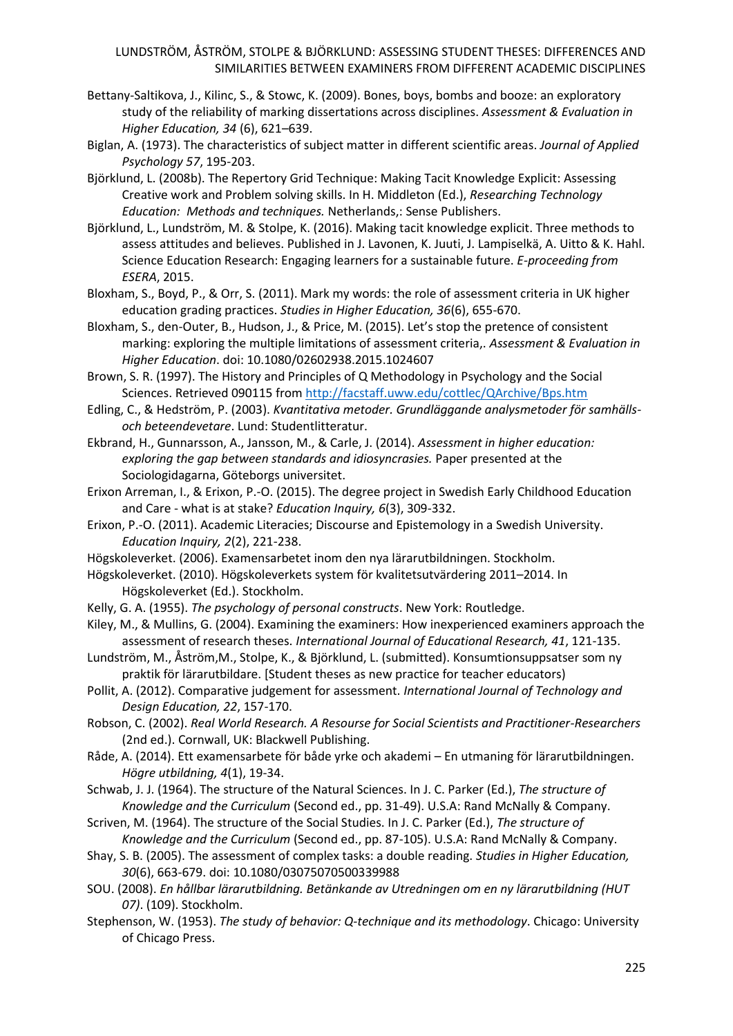Bettany-Saltikova, J., Kilinc, S., & Stowc, K. (2009). Bones, boys, bombs and booze: an exploratory study of the reliability of marking dissertations across disciplines. *Assessment & Evaluation in Higher Education, 34* (6), 621–639.

Biglan, A. (1973). The characteristics of subject matter in different scientific areas. *Journal of Applied Psychology 57*, 195-203.

Björklund, L. (2008b). The Repertory Grid Technique: Making Tacit Knowledge Explicit: Assessing Creative work and Problem solving skills. In H. Middleton (Ed.), *Researching Technology Education: Methods and techniques.* Netherlands,: Sense Publishers.

Björklund, L., Lundström, M. & Stolpe, K. (2016). Making tacit knowledge explicit. Three methods to assess attitudes and believes. Published in J. Lavonen, K. Juuti, J. Lampiselkä, A. Uitto & K. Hahl. Science Education Research: Engaging learners for a sustainable future. *E-proceeding from ESERA*, 2015.

Bloxham, S., Boyd, P., & Orr, S. (2011). Mark my words: the role of assessment criteria in UK higher education grading practices. *Studies in Higher Education, 36*(6), 655-670.

Bloxham, S., den-Outer, B., Hudson, J., & Price, M. (2015). Let's stop the pretence of consistent marking: exploring the multiple limitations of assessment criteria,. *Assessment & Evaluation in Higher Education*. doi: 10.1080/02602938.2015.1024607

Brown, S. R. (1997). The History and Principles of Q Methodology in Psychology and the Social Sciences. Retrieved 090115 from http://facstaff.uww.edu/cottlec/QArchive/Bps.htm

Edling, C., & Hedström, P. (2003). *Kvantitativa metoder. Grundläggande analysmetoder för samhälls- och beteendevetare*. Lund: Studentlitteratur.

Ekbrand, H., Gunnarsson, A., Jansson, M., & Carle, J. (2014). *Assessment in higher education: exploring the gap between standards and idiosyncrasies.* Paper presented at the Sociologidagarna, Göteborgs universitet.

Erixon Arreman, I., & Erixon, P.-O. (2015). The degree project in Swedish Early Childhood Education and Care - what is at stake? *Education Inquiry, 6*(3), 309-332.

Erixon, P.-O. (2011). Academic Literacies; Discourse and Epistemology in a Swedish University. *Education Inquiry, 2*(2), 221-238.

Högskoleverket. (2006). Examensarbetet inom den nya lärarutbildningen. Stockholm.

Högskoleverket. (2010). Högskoleverkets system för kvalitetsutvärdering 2011–2014. In Högskoleverket (Ed.). Stockholm.

Kelly, G. A. (1955). *The psychology of personal constructs*. New York: Routledge.

Kiley, M., & Mullins, G. (2004). Examining the examiners: How inexperienced examiners approach the assessment of research theses. *International Journal of Educational Research, 41*, 121-135.

Lundström, M., Åström,M., Stolpe, K., & Björklund, L. (submitted). Konsumtionsuppsatser som ny praktik för lärarutbildare. [Student theses as new practice for teacher educators)

Pollit, A. (2012). Comparative judgement for assessment. *International Journal of Technology and Design Education, 22*, 157-170.

Robson, C. (2002). *Real World Research. A Resourse for Social Scientists and Practitioner-Researchers* (2nd ed.). Cornwall, UK: Blackwell Publishing.

Råde, A. (2014). Ett examensarbete för både yrke och akademi – En utmaning för lärarutbildningen. *Högre utbildning, 4*(1), 19-34.

Schwab, J. J. (1964). The structure of the Natural Sciences. In J. C. Parker (Ed.), *The structure of Knowledge and the Curriculum* (Second ed., pp. 31-49). U.S.A: Rand McNally & Company.

Scriven, M. (1964). The structure of the Social Studies. In J. C. Parker (Ed.), *The structure of Knowledge and the Curriculum* (Second ed., pp. 87-105). U.S.A: Rand McNally & Company.

Shay, S. B. (2005). The assessment of complex tasks: a double reading. *Studies in Higher Education, 30*(6), 663-679. doi: 10.1080/03075070500339988

SOU. (2008). *En hållbar lärarutbildning. Betänkande av Utredningen om en ny lärarutbildning (HUT 07)*. (109). Stockholm.

Stephenson, W. (1953). *The study of behavior: Q-technique and its methodology*. Chicago: University of Chicago Press.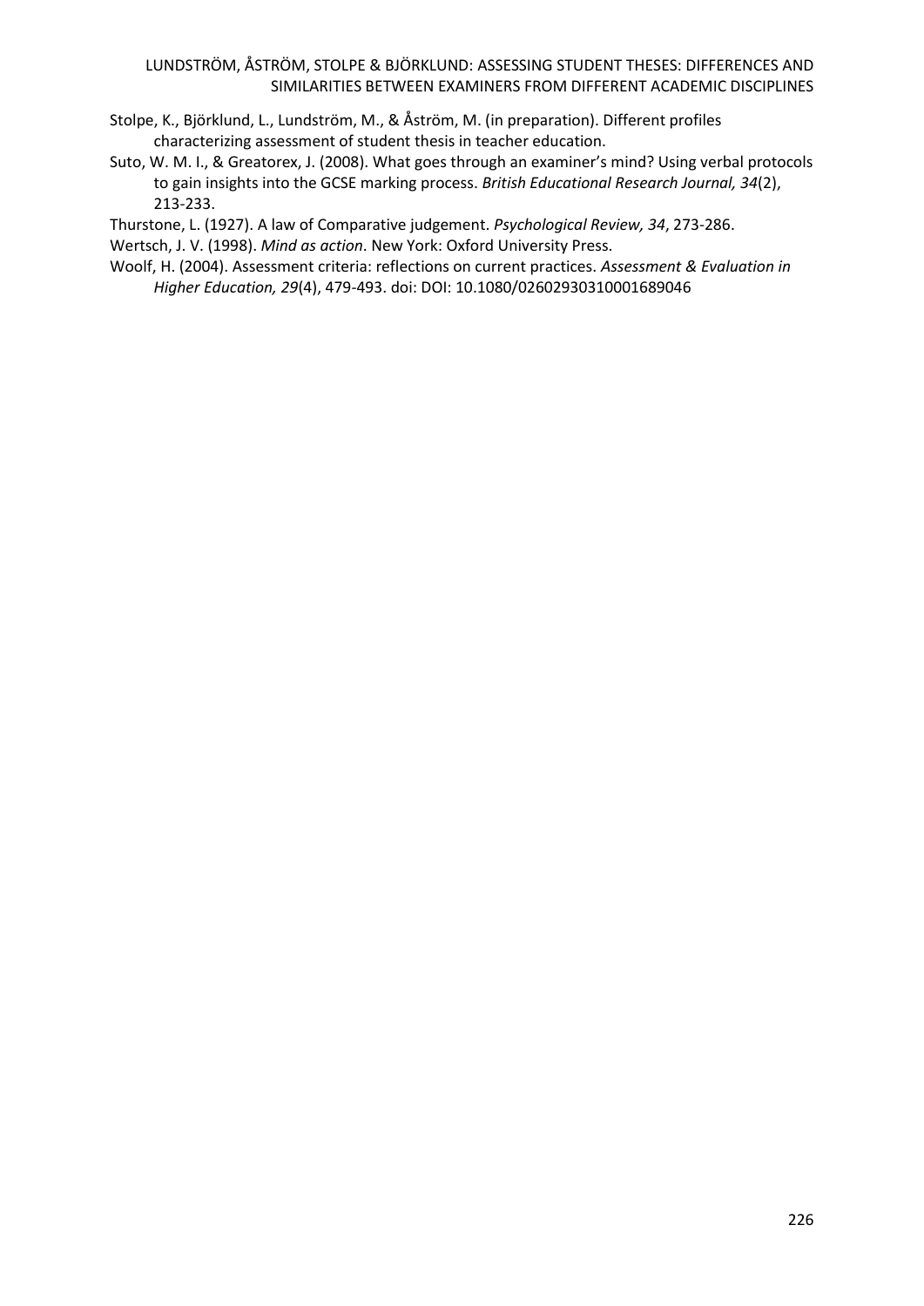Stolpe, K., Björklund, L., Lundström, M., & Åström, M. (in preparation). Different profiles characterizing assessment of student thesis in teacher education.

Suto, W. M. I., & Greatorex, J. (2008). What goes through an examiner's mind? Using verbal protocols to gain insights into the GCSE marking process. *British Educational Research Journal, 34*(2), 213-233.

Thurstone, L. (1927). A law of Comparative judgement. *Psychological Review, 34*, 273-286.

Wertsch, J. V. (1998). *Mind as action*. New York: Oxford University Press.

Woolf, H. (2004). Assessment criteria: reflections on current practices. *Assessment & Evaluation in Higher Education, 29*(4), 479-493. doi: DOI: 10.1080/02602930310001689046